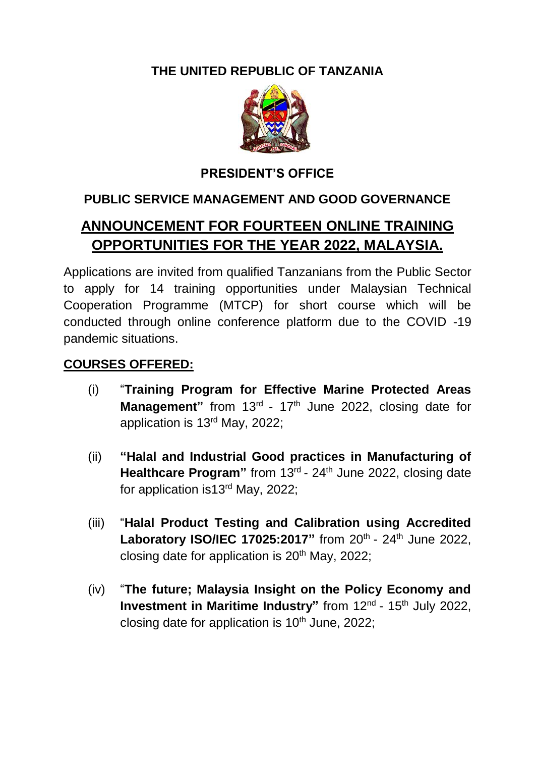**THE UNITED REPUBLIC OF TANZANIA**

**PRESIDENT'S OFFICE**

**PUBLIC SERVICE MANAGEMENT AND GOOD GOVERNANCE**

# ANNOUNCEMENT FOR FOURTEEN ONLINE TRAINING OPPORTUNITIES FOR THE YEAR 2022, MALAYSIA.

Applications are invited from qualified Tanzanians from the Public Sector to apply for 14 training opportunities under Malaysian Technical Cooperation Programme (MTCP) for short course which will be conducted through online conference platform due to the COVID -19 pandemic situations.

## COURSES OFFERED:

(i) "**Training Program for Effective Marine Protected Areas Management"** from 13rd - 17th June 2022, closing date for application is 13rd May, 2022;

(ii) **"Halal and Industrial Good practices in Manufacturing of Healthcare Program"** from 13rd - 24th June 2022, closing date for application is13rd May, 2022;

(iii) "**Halal Product Testing and Calibration using Accredited Laboratory ISO/IEC 17025:2017"** from 20th - 24th June 2022, closing date for application is 20th May, 2022;

(iv) "**The future; Malaysia Insight on the Policy Economy and Investment in Maritime Industry"** from 12nd - 15th July 2022, closing date for application is 10th June, 2022;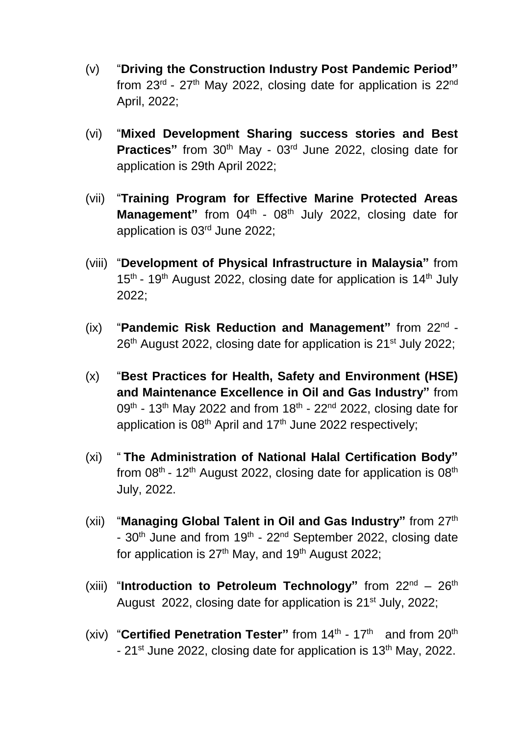(v) "**Driving the Construction Industry Post Pandemic Period"** from 23rd - 27th May 2022, closing date for application is 22nd April, 2022;

(vi) "**Mixed Development Sharing success stories and Best Practices"** from 30th May - 03rd June 2022, closing date for application is 29th April 2022;

(vii) "**Training Program for Effective Marine Protected Areas Management"** from 04th - 08th July 2022, closing date for application is 03rd June 2022;

(viii) "**Development of Physical Infrastructure in Malaysia"** from 15th - 19th August 2022, closing date for application is 14th July 2022;

(ix) "**Pandemic Risk Reduction and Management"** from 22nd - 26th August 2022, closing date for application is 21st July 2022;

(x) "**Best Practices for Health, Safety and Environment (HSE) and Maintenance Excellence in Oil and Gas Industry"** from 09th - 13th May 2022 and from 18th - 22nd 2022, closing date for application is 08th April and 17th June 2022 respectively;

(xi) " **The Administration of National Halal Certification Body"** from 08th - 12th August 2022, closing date for application is 08th July, 2022.

(xii) "**Managing Global Talent in Oil and Gas Industry"** from 27th - 30th June and from 19th - 22nd September 2022, closing date for application is 27th May, and 19th August 2022;

(xiii) "**Introduction to Petroleum Technology"** from 22nd – 26th August 2022, closing date for application is 21st July, 2022;

(xiv) "**Certified Penetration Tester"** from 14th - 17th and from 20th - 21st June 2022, closing date for application is 13th May, 2022.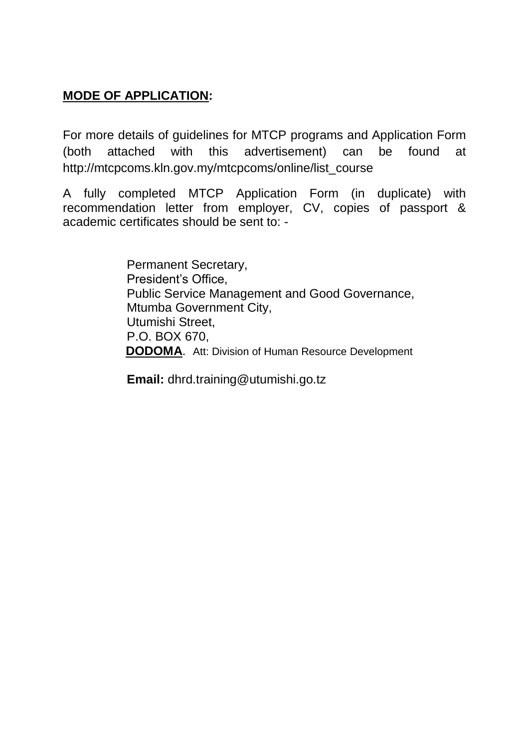**MODE OF APPLICATION:**

For more details of guidelines for MTCP programs and Application Form (both attached with this advertisement) can be found at http://mtcpcoms.kln.gov.my/mtcpcoms/online/list_course

A fully completed MTCP Application Form (in duplicate) with recommendation letter from employer, CV, copies of passport & academic certificates should be sent to: -

Permanent Secretary,
President's Office,
Public Service Management and Good Governance,
Mtumba Government City,
Utumishi Street,
P.O. BOX 670,
**DODOMA**. Att: Division of Human Resource Development

**Email:** dhrd.training@utumishi.go.tz